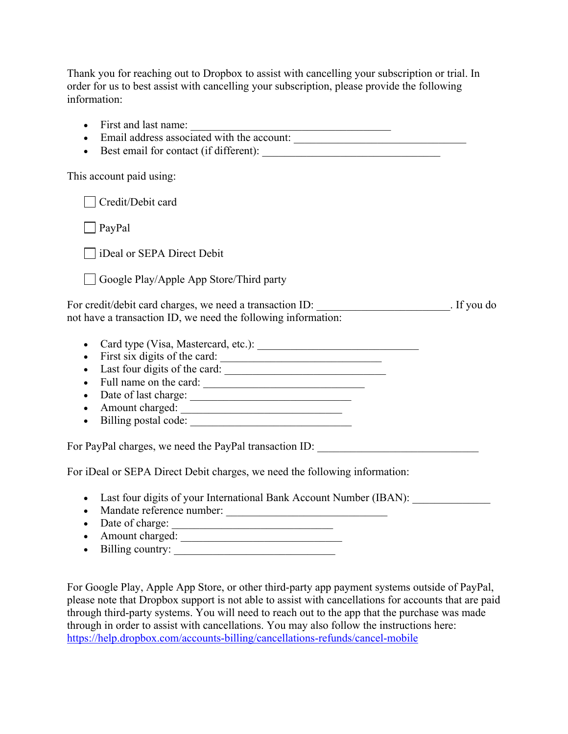Thank you for reaching out to Dropbox to assist with cancelling your subscription or trial. In order for us to best assist with cancelling your subscription, please provide the following information:

- First and last name: ________________________________________
- Email address associated with the account: __________________________________
- Best email for contact (if different): ___________________________________

This account paid using:

☐ Credit/Debit card

☐ PayPal

☐ iDeal or SEPA Direct Debit

☐ Google Play/Apple App Store/Third party

For credit/debit card charges, we need a transaction ID: _______________________. If you do not have a transaction ID, we need the following information:

- Card type (Visa, Mastercard, etc.): _____________________________
- First six digits of the card: _____________________________
- Last four digits of the card: _____________________________
- Full name on the card: _____________________________
- Date of last charge: _____________________________
- Amount charged: _____________________________
- Billing postal code: _____________________________

For PayPal charges, we need the PayPal transaction ID: _____________________________

For iDeal or SEPA Direct Debit charges, we need the following information:

- Last four digits of your International Bank Account Number (IBAN): ______________
- Mandate reference number: _____________________________
- Date of charge: _____________________________
- Amount charged: _____________________________
- Billing country: _____________________________

For Google Play, Apple App Store, or other third-party app payment systems outside of PayPal, please note that Dropbox support is not able to assist with cancellations for accounts that are paid through third-party systems. You will need to reach out to the app that the purchase was made through in order to assist with cancellations. You may also follow the instructions here: [https://help.dropbox.com/accounts-billing/cancellations-refunds/cancel-mobile](https://help.dropbox.com/accounts-billing/cancellations-refunds/cancel-mobile)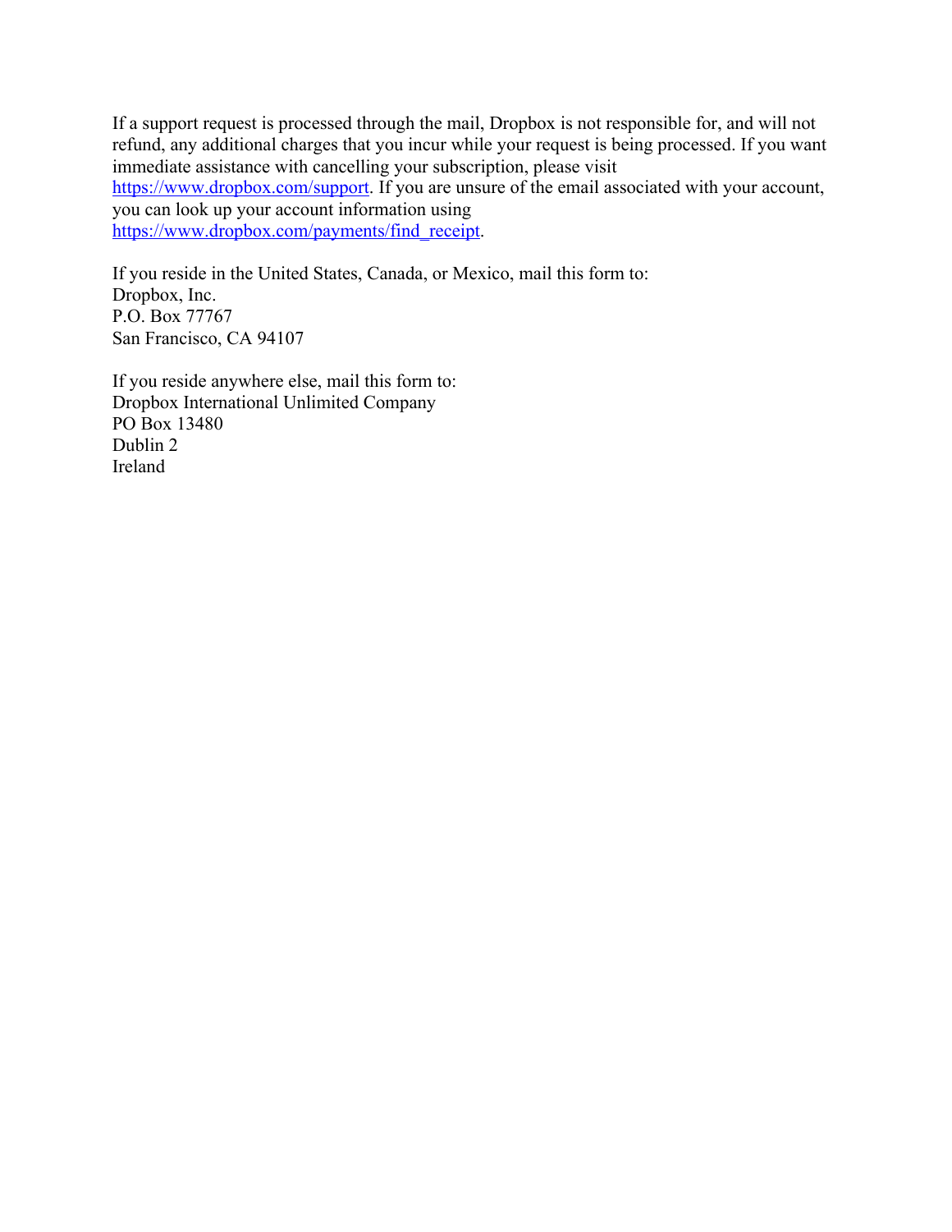If a support request is processed through the mail, Dropbox is not responsible for, and will not refund, any additional charges that you incur while your request is being processed. If you want immediate assistance with cancelling your subscription, please visit https://www.dropbox.com/support. If you are unsure of the email associated with your account, you can look up your account information using https://www.dropbox.com/payments/find_receipt.

If you reside in the United States, Canada, or Mexico, mail this form to:
Dropbox, Inc.
P.O. Box 77767
San Francisco, CA 94107

If you reside anywhere else, mail this form to:
Dropbox International Unlimited Company
PO Box 13480
Dublin 2
Ireland